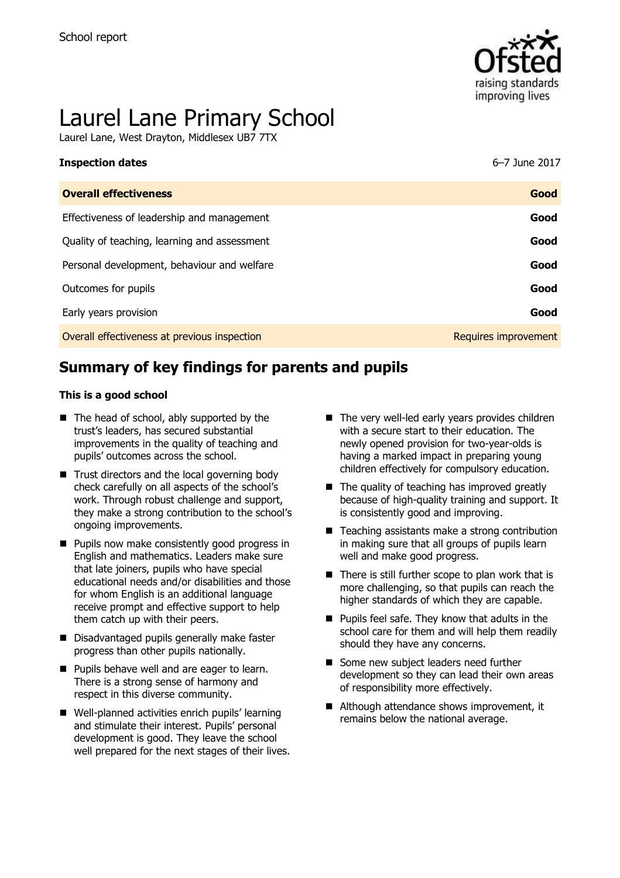School report

# Laurel Lane Primary School

Laurel Lane, West Drayton, Middlesex UB7 7TX

| **Inspection dates** | 6–7 June 2017 |
|---|---|
| **Overall effectiveness** | **Good** |
| Effectiveness of leadership and management | **Good** |
| Quality of teaching, learning and assessment | **Good** |
| Personal development, behaviour and welfare | **Good** |
| Outcomes for pupils | **Good** |
| Early years provision | **Good** |
| Overall effectiveness at previous inspection | Requires improvement |

## Summary of key findings for parents and pupils

**This is a good school**

- The head of school, ably supported by the trust's leaders, has secured substantial improvements in the quality of teaching and pupils' outcomes across the school.
- Trust directors and the local governing body check carefully on all aspects of the school's work. Through robust challenge and support, they make a strong contribution to the school's ongoing improvements.
- Pupils now make consistently good progress in English and mathematics. Leaders make sure that late joiners, pupils who have special educational needs and/or disabilities and those for whom English is an additional language receive prompt and effective support to help them catch up with their peers.
- Disadvantaged pupils generally make faster progress than other pupils nationally.
- Pupils behave well and are eager to learn. There is a strong sense of harmony and respect in this diverse community.
- Well-planned activities enrich pupils' learning and stimulate their interest. Pupils' personal development is good. They leave the school well prepared for the next stages of their lives.
- The very well-led early years provides children with a secure start to their education. The newly opened provision for two-year-olds is having a marked impact in preparing young children effectively for compulsory education.
- The quality of teaching has improved greatly because of high-quality training and support. It is consistently good and improving.
- Teaching assistants make a strong contribution in making sure that all groups of pupils learn well and make good progress.
- There is still further scope to plan work that is more challenging, so that pupils can reach the higher standards of which they are capable.
- Pupils feel safe. They know that adults in the school care for them and will help them readily should they have any concerns.
- Some new subject leaders need further development so they can lead their own areas of responsibility more effectively.
- Although attendance shows improvement, it remains below the national average.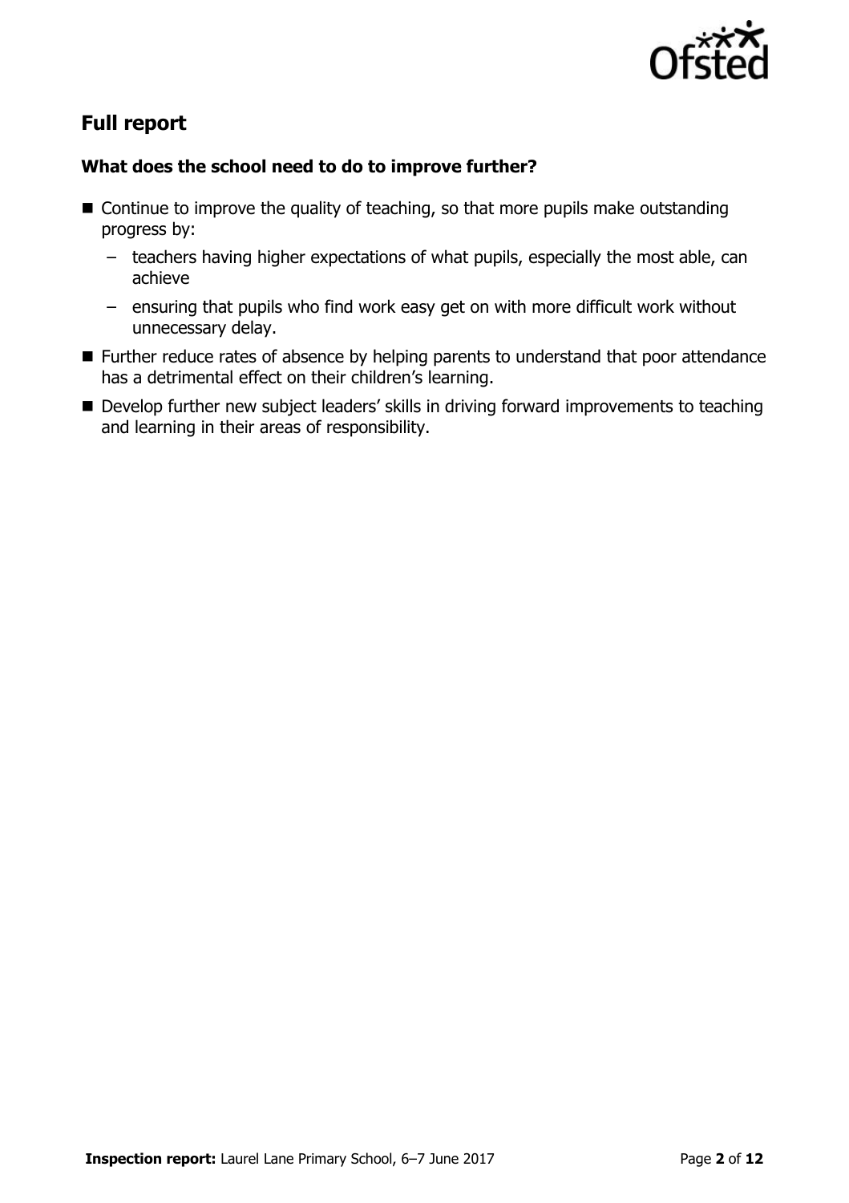## Full report

### What does the school need to do to improve further?

- Continue to improve the quality of teaching, so that more pupils make outstanding progress by:
  - teachers having higher expectations of what pupils, especially the most able, can achieve
  - ensuring that pupils who find work easy get on with more difficult work without unnecessary delay.
- Further reduce rates of absence by helping parents to understand that poor attendance has a detrimental effect on their children's learning.
- Develop further new subject leaders' skills in driving forward improvements to teaching and learning in their areas of responsibility.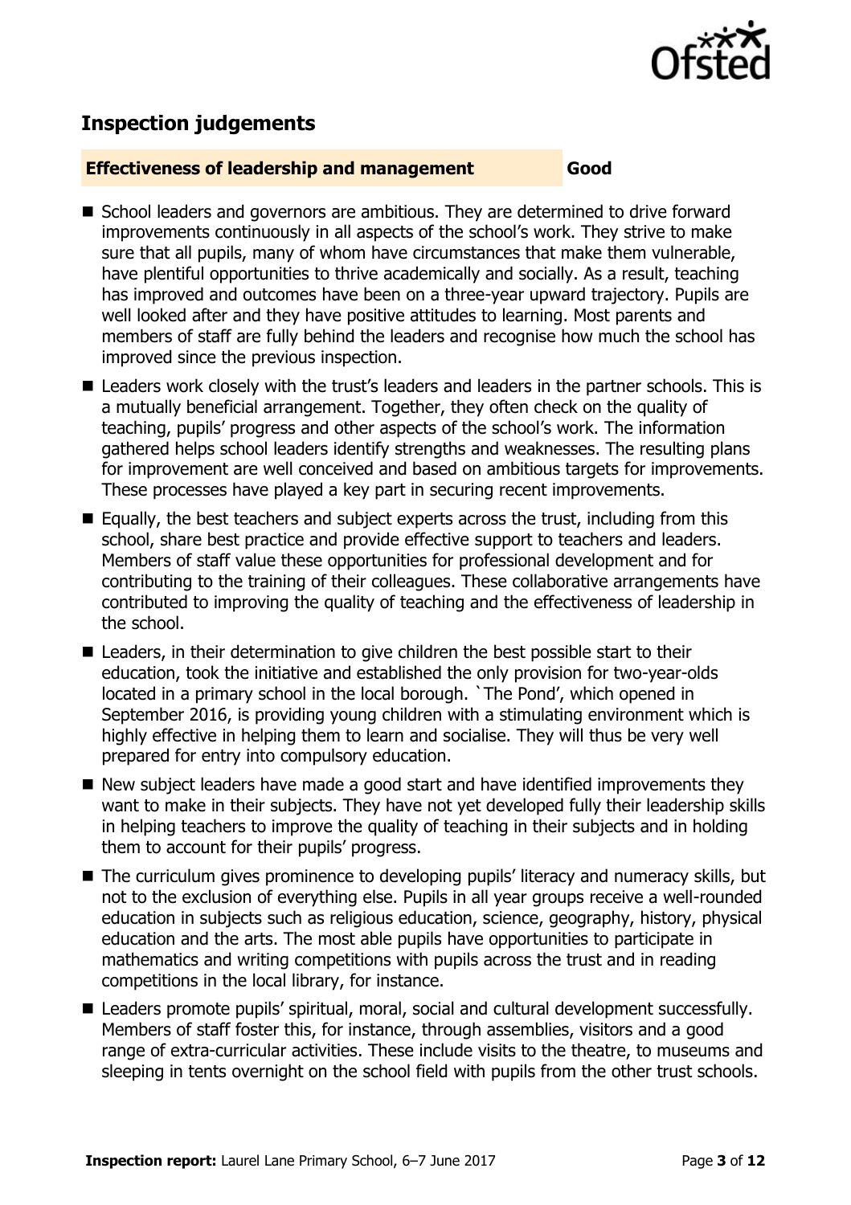## Inspection judgements

**Effectiveness of leadership and management** **Good**

- School leaders and governors are ambitious. They are determined to drive forward improvements continuously in all aspects of the school's work. They strive to make sure that all pupils, many of whom have circumstances that make them vulnerable, have plentiful opportunities to thrive academically and socially. As a result, teaching has improved and outcomes have been on a three-year upward trajectory. Pupils are well looked after and they have positive attitudes to learning. Most parents and members of staff are fully behind the leaders and recognise how much the school has improved since the previous inspection.
- Leaders work closely with the trust's leaders and leaders in the partner schools. This is a mutually beneficial arrangement. Together, they often check on the quality of teaching, pupils' progress and other aspects of the school's work. The information gathered helps school leaders identify strengths and weaknesses. The resulting plans for improvement are well conceived and based on ambitious targets for improvements. These processes have played a key part in securing recent improvements.
- Equally, the best teachers and subject experts across the trust, including from this school, share best practice and provide effective support to teachers and leaders. Members of staff value these opportunities for professional development and for contributing to the training of their colleagues. These collaborative arrangements have contributed to improving the quality of teaching and the effectiveness of leadership in the school.
- Leaders, in their determination to give children the best possible start to their education, took the initiative and established the only provision for two-year-olds located in a primary school in the local borough. `The Pond', which opened in September 2016, is providing young children with a stimulating environment which is highly effective in helping them to learn and socialise. They will thus be very well prepared for entry into compulsory education.
- New subject leaders have made a good start and have identified improvements they want to make in their subjects. They have not yet developed fully their leadership skills in helping teachers to improve the quality of teaching in their subjects and in holding them to account for their pupils' progress.
- The curriculum gives prominence to developing pupils' literacy and numeracy skills, but not to the exclusion of everything else. Pupils in all year groups receive a well-rounded education in subjects such as religious education, science, geography, history, physical education and the arts. The most able pupils have opportunities to participate in mathematics and writing competitions with pupils across the trust and in reading competitions in the local library, for instance.
- Leaders promote pupils' spiritual, moral, social and cultural development successfully. Members of staff foster this, for instance, through assemblies, visitors and a good range of extra-curricular activities. These include visits to the theatre, to museums and sleeping in tents overnight on the school field with pupils from the other trust schools.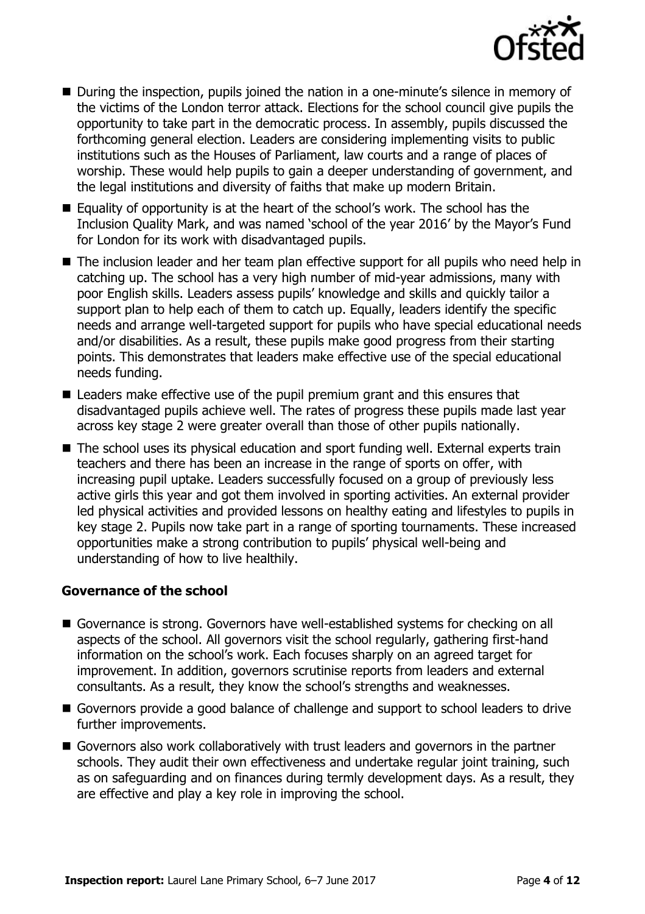- During the inspection, pupils joined the nation in a one-minute's silence in memory of the victims of the London terror attack. Elections for the school council give pupils the opportunity to take part in the democratic process. In assembly, pupils discussed the forthcoming general election. Leaders are considering implementing visits to public institutions such as the Houses of Parliament, law courts and a range of places of worship. These would help pupils to gain a deeper understanding of government, and the legal institutions and diversity of faiths that make up modern Britain.
- Equality of opportunity is at the heart of the school's work. The school has the Inclusion Quality Mark, and was named 'school of the year 2016' by the Mayor's Fund for London for its work with disadvantaged pupils.
- The inclusion leader and her team plan effective support for all pupils who need help in catching up. The school has a very high number of mid-year admissions, many with poor English skills. Leaders assess pupils' knowledge and skills and quickly tailor a support plan to help each of them to catch up. Equally, leaders identify the specific needs and arrange well-targeted support for pupils who have special educational needs and/or disabilities. As a result, these pupils make good progress from their starting points. This demonstrates that leaders make effective use of the special educational needs funding.
- Leaders make effective use of the pupil premium grant and this ensures that disadvantaged pupils achieve well. The rates of progress these pupils made last year across key stage 2 were greater overall than those of other pupils nationally.
- The school uses its physical education and sport funding well. External experts train teachers and there has been an increase in the range of sports on offer, with increasing pupil uptake. Leaders successfully focused on a group of previously less active girls this year and got them involved in sporting activities. An external provider led physical activities and provided lessons on healthy eating and lifestyles to pupils in key stage 2. Pupils now take part in a range of sporting tournaments. These increased opportunities make a strong contribution to pupils' physical well-being and understanding of how to live healthily.

### Governance of the school

- Governance is strong. Governors have well-established systems for checking on all aspects of the school. All governors visit the school regularly, gathering first-hand information on the school's work. Each focuses sharply on an agreed target for improvement. In addition, governors scrutinise reports from leaders and external consultants. As a result, they know the school's strengths and weaknesses.
- Governors provide a good balance of challenge and support to school leaders to drive further improvements.
- Governors also work collaboratively with trust leaders and governors in the partner schools. They audit their own effectiveness and undertake regular joint training, such as on safeguarding and on finances during termly development days. As a result, they are effective and play a key role in improving the school.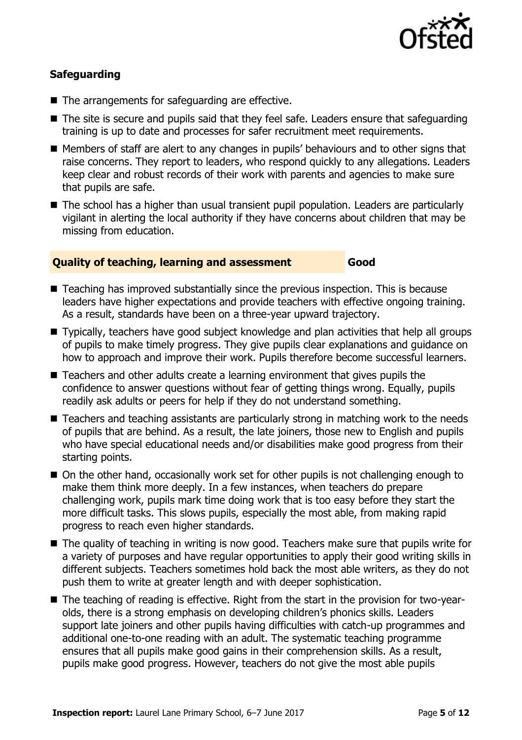### Safeguarding

- The arrangements for safeguarding are effective.
- The site is secure and pupils said that they feel safe. Leaders ensure that safeguarding training is up to date and processes for safer recruitment meet requirements.
- Members of staff are alert to any changes in pupils' behaviours and to other signs that raise concerns. They report to leaders, who respond quickly to any allegations. Leaders keep clear and robust records of their work with parents and agencies to make sure that pupils are safe.
- The school has a higher than usual transient pupil population. Leaders are particularly vigilant in alerting the local authority if they have concerns about children that may be missing from education.

### Quality of teaching, learning and assessment — Good

- Teaching has improved substantially since the previous inspection. This is because leaders have higher expectations and provide teachers with effective ongoing training. As a result, standards have been on a three-year upward trajectory.
- Typically, teachers have good subject knowledge and plan activities that help all groups of pupils to make timely progress. They give pupils clear explanations and guidance on how to approach and improve their work. Pupils therefore become successful learners.
- Teachers and other adults create a learning environment that gives pupils the confidence to answer questions without fear of getting things wrong. Equally, pupils readily ask adults or peers for help if they do not understand something.
- Teachers and teaching assistants are particularly strong in matching work to the needs of pupils that are behind. As a result, the late joiners, those new to English and pupils who have special educational needs and/or disabilities make good progress from their starting points.
- On the other hand, occasionally work set for other pupils is not challenging enough to make them think more deeply. In a few instances, when teachers do prepare challenging work, pupils mark time doing work that is too easy before they start the more difficult tasks. This slows pupils, especially the most able, from making rapid progress to reach even higher standards.
- The quality of teaching in writing is now good. Teachers make sure that pupils write for a variety of purposes and have regular opportunities to apply their good writing skills in different subjects. Teachers sometimes hold back the most able writers, as they do not push them to write at greater length and with deeper sophistication.
- The teaching of reading is effective. Right from the start in the provision for two-year-olds, there is a strong emphasis on developing children's phonics skills. Leaders support late joiners and other pupils having difficulties with catch-up programmes and additional one-to-one reading with an adult. The systematic teaching programme ensures that all pupils make good gains in their comprehension skills. As a result, pupils make good progress. However, teachers do not give the most able pupils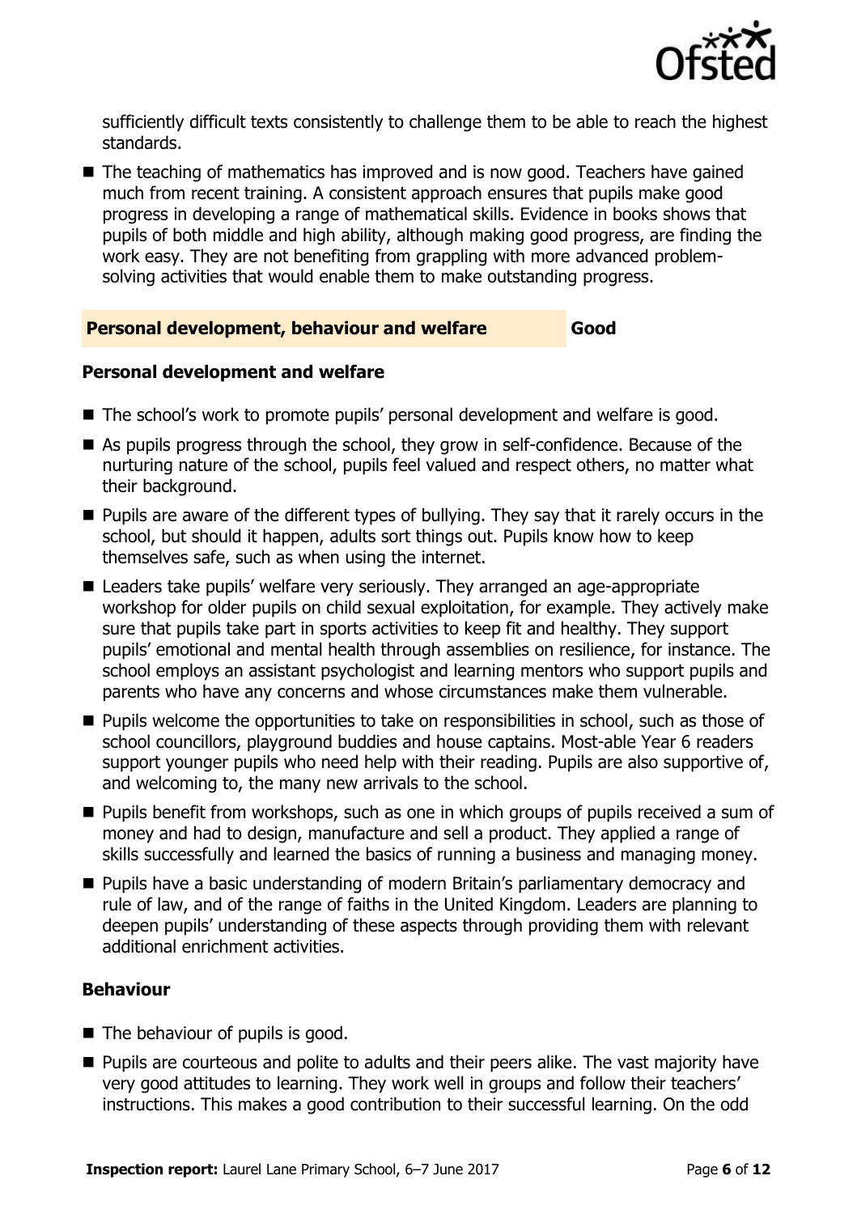sufficiently difficult texts consistently to challenge them to be able to reach the highest standards.

- The teaching of mathematics has improved and is now good. Teachers have gained much from recent training. A consistent approach ensures that pupils make good progress in developing a range of mathematical skills. Evidence in books shows that pupils of both middle and high ability, although making good progress, are finding the work easy. They are not benefiting from grappling with more advanced problem-solving activities that would enable them to make outstanding progress.

## Personal development, behaviour and welfare — Good

### Personal development and welfare

- The school's work to promote pupils' personal development and welfare is good.
- As pupils progress through the school, they grow in self-confidence. Because of the nurturing nature of the school, pupils feel valued and respect others, no matter what their background.
- Pupils are aware of the different types of bullying. They say that it rarely occurs in the school, but should it happen, adults sort things out. Pupils know how to keep themselves safe, such as when using the internet.
- Leaders take pupils' welfare very seriously. They arranged an age-appropriate workshop for older pupils on child sexual exploitation, for example. They actively make sure that pupils take part in sports activities to keep fit and healthy. They support pupils' emotional and mental health through assemblies on resilience, for instance. The school employs an assistant psychologist and learning mentors who support pupils and parents who have any concerns and whose circumstances make them vulnerable.
- Pupils welcome the opportunities to take on responsibilities in school, such as those of school councillors, playground buddies and house captains. Most-able Year 6 readers support younger pupils who need help with their reading. Pupils are also supportive of, and welcoming to, the many new arrivals to the school.
- Pupils benefit from workshops, such as one in which groups of pupils received a sum of money and had to design, manufacture and sell a product. They applied a range of skills successfully and learned the basics of running a business and managing money.
- Pupils have a basic understanding of modern Britain's parliamentary democracy and rule of law, and of the range of faiths in the United Kingdom. Leaders are planning to deepen pupils' understanding of these aspects through providing them with relevant additional enrichment activities.

### Behaviour

- The behaviour of pupils is good.
- Pupils are courteous and polite to adults and their peers alike. The vast majority have very good attitudes to learning. They work well in groups and follow their teachers' instructions. This makes a good contribution to their successful learning. On the odd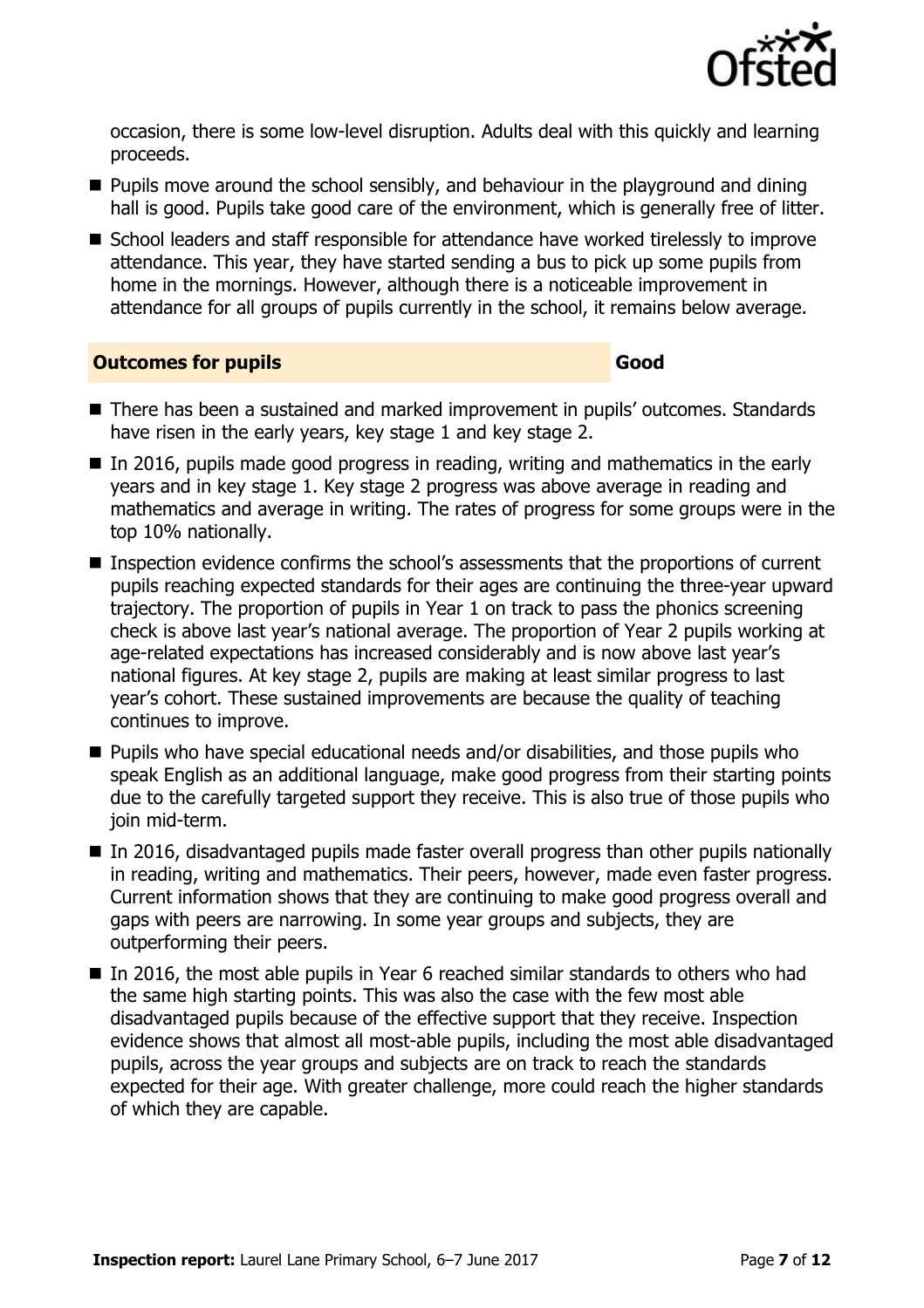occasion, there is some low-level disruption. Adults deal with this quickly and learning proceeds.

- Pupils move around the school sensibly, and behaviour in the playground and dining hall is good. Pupils take good care of the environment, which is generally free of litter.
- School leaders and staff responsible for attendance have worked tirelessly to improve attendance. This year, they have started sending a bus to pick up some pupils from home in the mornings. However, although there is a noticeable improvement in attendance for all groups of pupils currently in the school, it remains below average.

## Outcomes for pupils — Good

- There has been a sustained and marked improvement in pupils' outcomes. Standards have risen in the early years, key stage 1 and key stage 2.
- In 2016, pupils made good progress in reading, writing and mathematics in the early years and in key stage 1. Key stage 2 progress was above average in reading and mathematics and average in writing. The rates of progress for some groups were in the top 10% nationally.
- Inspection evidence confirms the school's assessments that the proportions of current pupils reaching expected standards for their ages are continuing the three-year upward trajectory. The proportion of pupils in Year 1 on track to pass the phonics screening check is above last year's national average. The proportion of Year 2 pupils working at age-related expectations has increased considerably and is now above last year's national figures. At key stage 2, pupils are making at least similar progress to last year's cohort. These sustained improvements are because the quality of teaching continues to improve.
- Pupils who have special educational needs and/or disabilities, and those pupils who speak English as an additional language, make good progress from their starting points due to the carefully targeted support they receive. This is also true of those pupils who join mid-term.
- In 2016, disadvantaged pupils made faster overall progress than other pupils nationally in reading, writing and mathematics. Their peers, however, made even faster progress. Current information shows that they are continuing to make good progress overall and gaps with peers are narrowing. In some year groups and subjects, they are outperforming their peers.
- In 2016, the most able pupils in Year 6 reached similar standards to others who had the same high starting points. This was also the case with the few most able disadvantaged pupils because of the effective support that they receive. Inspection evidence shows that almost all most-able pupils, including the most able disadvantaged pupils, across the year groups and subjects are on track to reach the standards expected for their age. With greater challenge, more could reach the higher standards of which they are capable.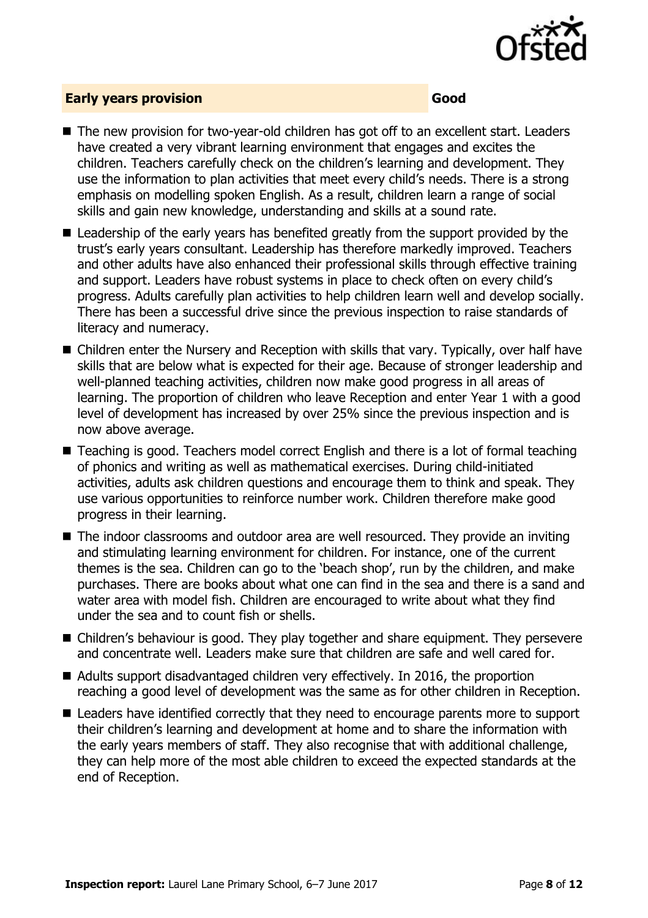## Early years provision — Good

- The new provision for two-year-old children has got off to an excellent start. Leaders have created a very vibrant learning environment that engages and excites the children. Teachers carefully check on the children's learning and development. They use the information to plan activities that meet every child's needs. There is a strong emphasis on modelling spoken English. As a result, children learn a range of social skills and gain new knowledge, understanding and skills at a sound rate.
- Leadership of the early years has benefited greatly from the support provided by the trust's early years consultant. Leadership has therefore markedly improved. Teachers and other adults have also enhanced their professional skills through effective training and support. Leaders have robust systems in place to check often on every child's progress. Adults carefully plan activities to help children learn well and develop socially. There has been a successful drive since the previous inspection to raise standards of literacy and numeracy.
- Children enter the Nursery and Reception with skills that vary. Typically, over half have skills that are below what is expected for their age. Because of stronger leadership and well-planned teaching activities, children now make good progress in all areas of learning. The proportion of children who leave Reception and enter Year 1 with a good level of development has increased by over 25% since the previous inspection and is now above average.
- Teaching is good. Teachers model correct English and there is a lot of formal teaching of phonics and writing as well as mathematical exercises. During child-initiated activities, adults ask children questions and encourage them to think and speak. They use various opportunities to reinforce number work. Children therefore make good progress in their learning.
- The indoor classrooms and outdoor area are well resourced. They provide an inviting and stimulating learning environment for children. For instance, one of the current themes is the sea. Children can go to the 'beach shop', run by the children, and make purchases. There are books about what one can find in the sea and there is a sand and water area with model fish. Children are encouraged to write about what they find under the sea and to count fish or shells.
- Children's behaviour is good. They play together and share equipment. They persevere and concentrate well. Leaders make sure that children are safe and well cared for.
- Adults support disadvantaged children very effectively. In 2016, the proportion reaching a good level of development was the same as for other children in Reception.
- Leaders have identified correctly that they need to encourage parents more to support their children's learning and development at home and to share the information with the early years members of staff. They also recognise that with additional challenge, they can help more of the most able children to exceed the expected standards at the end of Reception.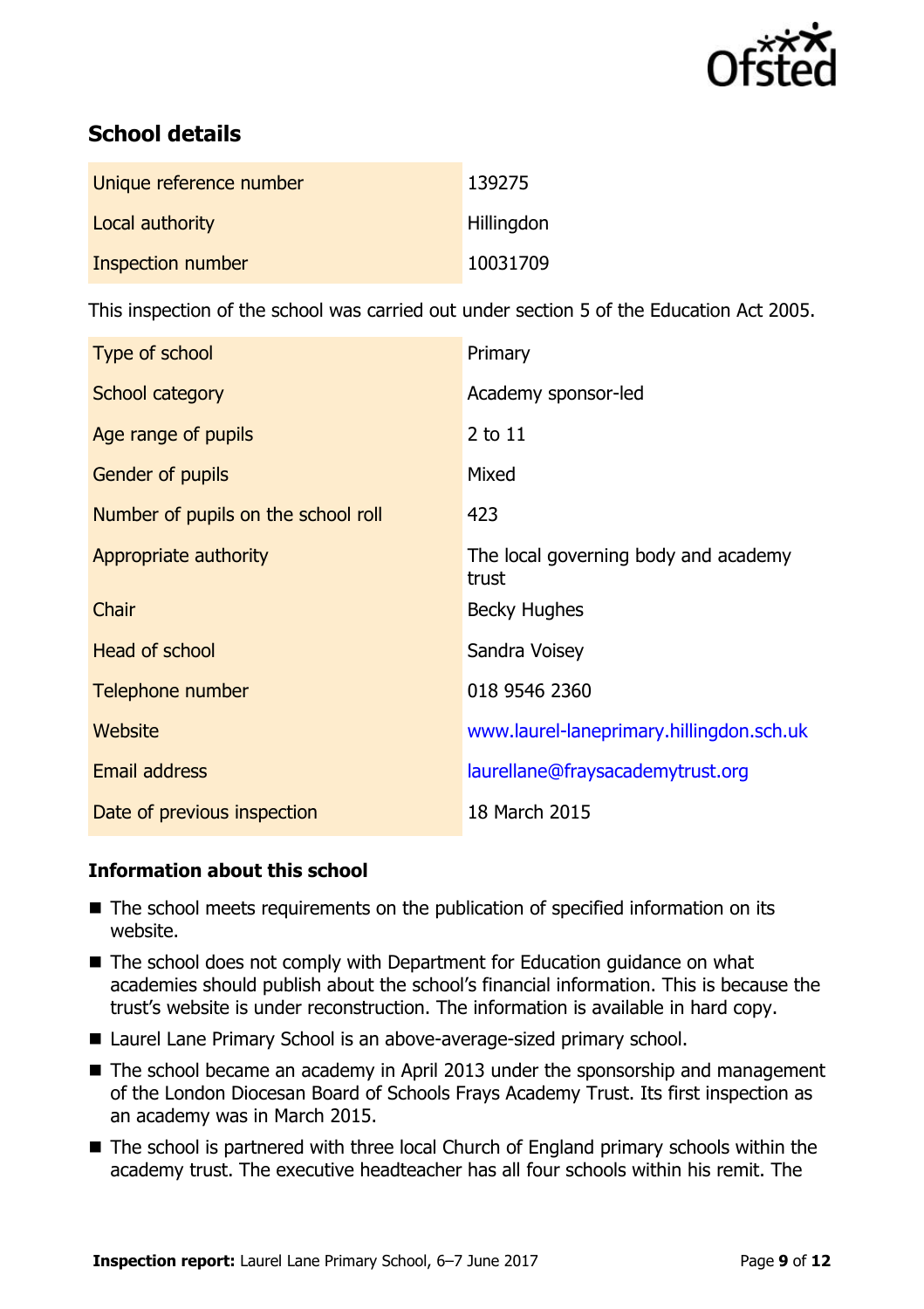## School details

| | |
|---|---|
| Unique reference number | 139275 |
| Local authority | Hillingdon |
| Inspection number | 10031709 |

This inspection of the school was carried out under section 5 of the Education Act 2005.

| | |
|---|---|
| Type of school | Primary |
| School category | Academy sponsor-led |
| Age range of pupils | 2 to 11 |
| Gender of pupils | Mixed |
| Number of pupils on the school roll | 423 |
| Appropriate authority | The local governing body and academy trust |
| Chair | Becky Hughes |
| Head of school | Sandra Voisey |
| Telephone number | 018 9546 2360 |
| Website | www.laurel-laneprimary.hillingdon.sch.uk |
| Email address | laurellane@fraysacademytrust.org |
| Date of previous inspection | 18 March 2015 |

### Information about this school

- The school meets requirements on the publication of specified information on its website.
- The school does not comply with Department for Education guidance on what academies should publish about the school's financial information. This is because the trust's website is under reconstruction. The information is available in hard copy.
- Laurel Lane Primary School is an above-average-sized primary school.
- The school became an academy in April 2013 under the sponsorship and management of the London Diocesan Board of Schools Frays Academy Trust. Its first inspection as an academy was in March 2015.
- The school is partnered with three local Church of England primary schools within the academy trust. The executive headteacher has all four schools within his remit. The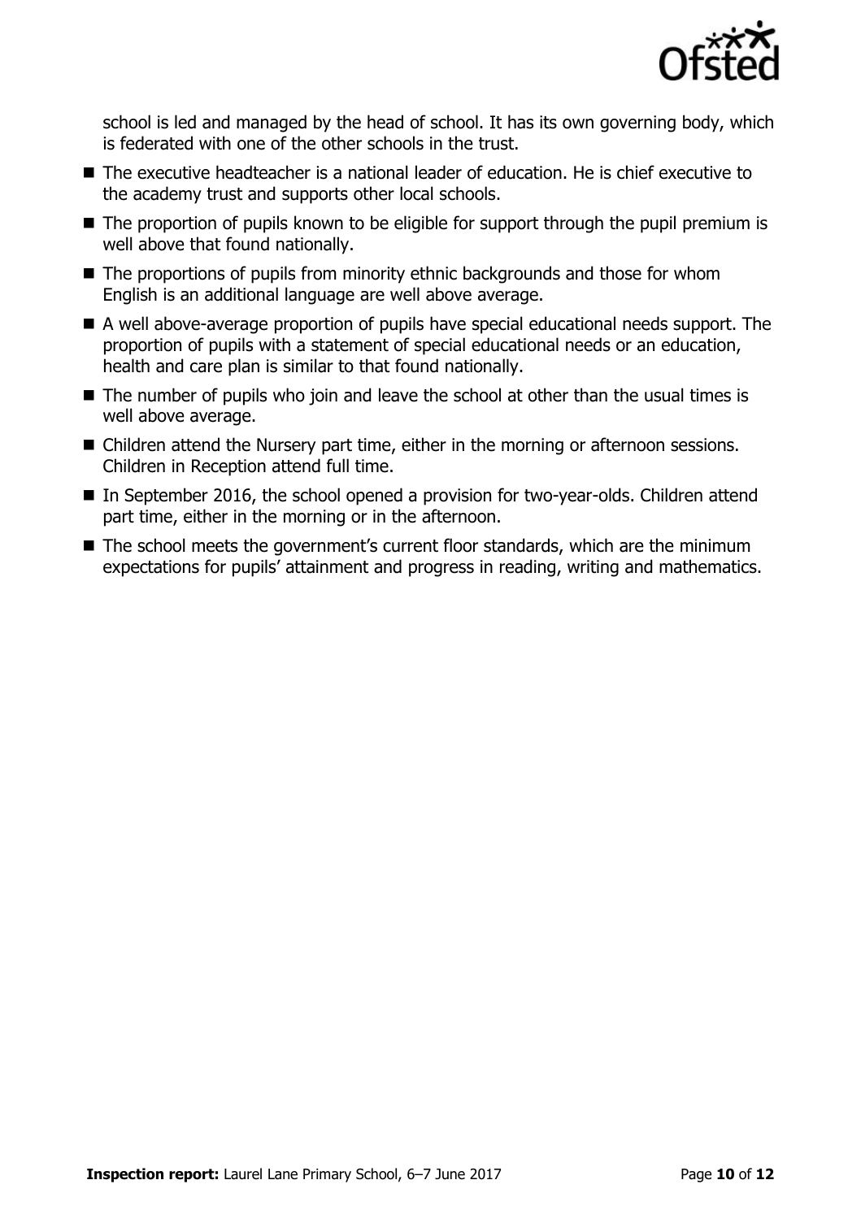school is led and managed by the head of school. It has its own governing body, which is federated with one of the other schools in the trust.

- The executive headteacher is a national leader of education. He is chief executive to the academy trust and supports other local schools.
- The proportion of pupils known to be eligible for support through the pupil premium is well above that found nationally.
- The proportions of pupils from minority ethnic backgrounds and those for whom English is an additional language are well above average.
- A well above-average proportion of pupils have special educational needs support. The proportion of pupils with a statement of special educational needs or an education, health and care plan is similar to that found nationally.
- The number of pupils who join and leave the school at other than the usual times is well above average.
- Children attend the Nursery part time, either in the morning or afternoon sessions. Children in Reception attend full time.
- In September 2016, the school opened a provision for two-year-olds. Children attend part time, either in the morning or in the afternoon.
- The school meets the government's current floor standards, which are the minimum expectations for pupils' attainment and progress in reading, writing and mathematics.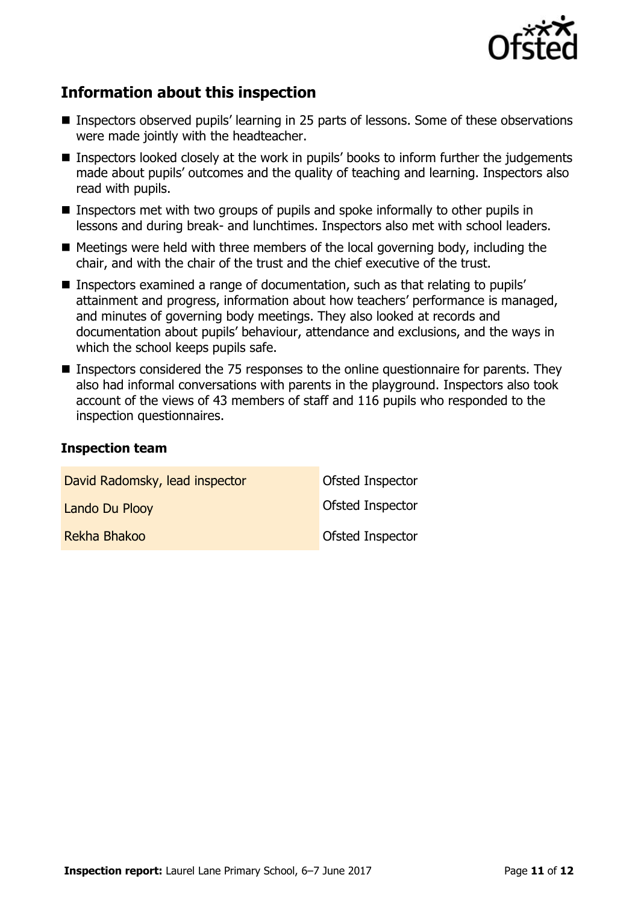## Information about this inspection

- Inspectors observed pupils' learning in 25 parts of lessons. Some of these observations were made jointly with the headteacher.
- Inspectors looked closely at the work in pupils' books to inform further the judgements made about pupils' outcomes and the quality of teaching and learning. Inspectors also read with pupils.
- Inspectors met with two groups of pupils and spoke informally to other pupils in lessons and during break- and lunchtimes. Inspectors also met with school leaders.
- Meetings were held with three members of the local governing body, including the chair, and with the chair of the trust and the chief executive of the trust.
- Inspectors examined a range of documentation, such as that relating to pupils' attainment and progress, information about how teachers' performance is managed, and minutes of governing body meetings. They also looked at records and documentation about pupils' behaviour, attendance and exclusions, and the ways in which the school keeps pupils safe.
- Inspectors considered the 75 responses to the online questionnaire for parents. They also had informal conversations with parents in the playground. Inspectors also took account of the views of 43 members of staff and 116 pupils who responded to the inspection questionnaires.

### Inspection team

| | |
|---|---|
| David Radomsky, lead inspector | Ofsted Inspector |
| Lando Du Plooy | Ofsted Inspector |
| Rekha Bhakoo | Ofsted Inspector |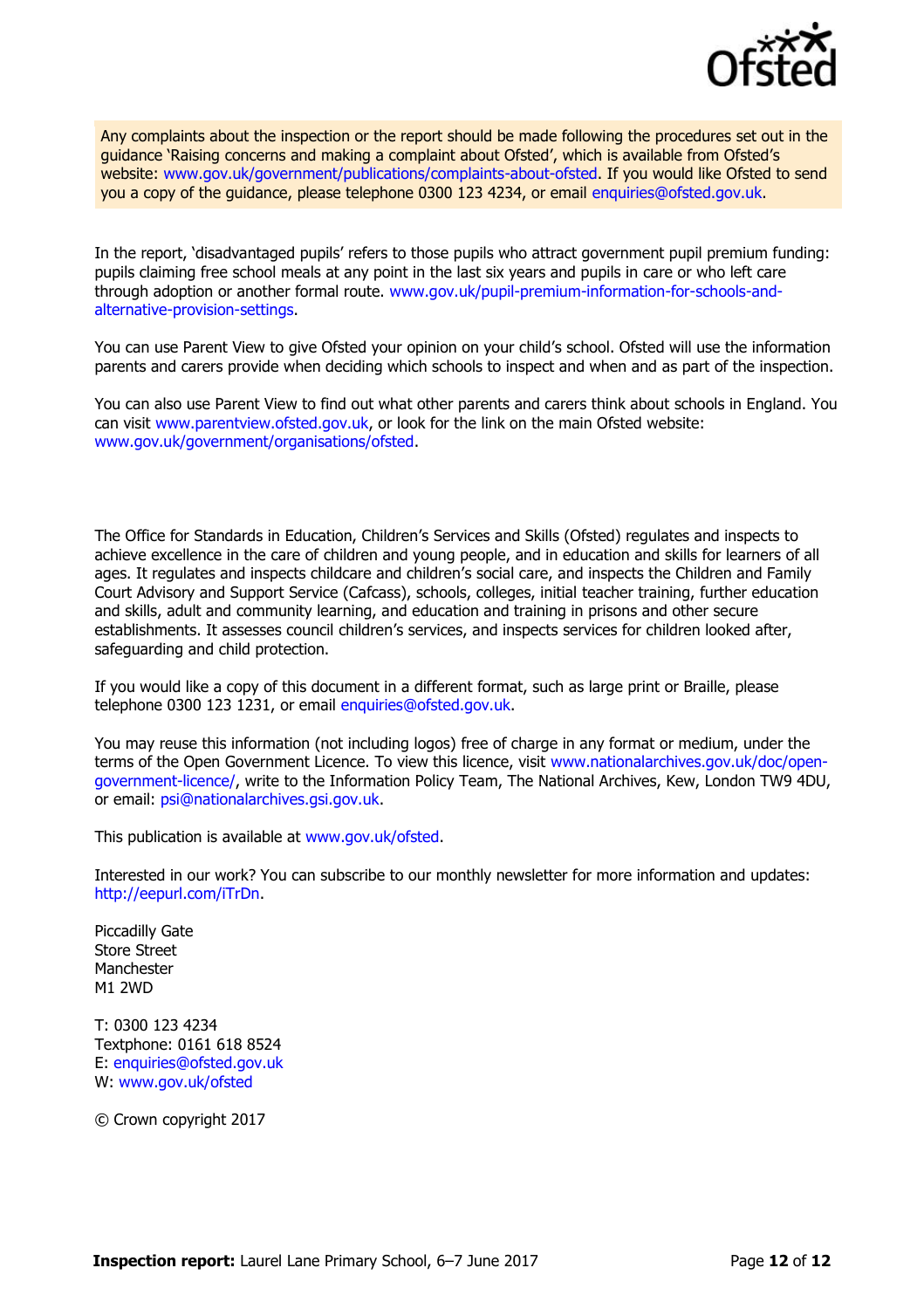Any complaints about the inspection or the report should be made following the procedures set out in the guidance 'Raising concerns and making a complaint about Ofsted', which is available from Ofsted's website: www.gov.uk/government/publications/complaints-about-ofsted. If you would like Ofsted to send you a copy of the guidance, please telephone 0300 123 4234, or email enquiries@ofsted.gov.uk.

In the report, 'disadvantaged pupils' refers to those pupils who attract government pupil premium funding: pupils claiming free school meals at any point in the last six years and pupils in care or who left care through adoption or another formal route. www.gov.uk/pupil-premium-information-for-schools-and-alternative-provision-settings.

You can use Parent View to give Ofsted your opinion on your child's school. Ofsted will use the information parents and carers provide when deciding which schools to inspect and when and as part of the inspection.

You can also use Parent View to find out what other parents and carers think about schools in England. You can visit www.parentview.ofsted.gov.uk, or look for the link on the main Ofsted website: www.gov.uk/government/organisations/ofsted.

The Office for Standards in Education, Children's Services and Skills (Ofsted) regulates and inspects to achieve excellence in the care of children and young people, and in education and skills for learners of all ages. It regulates and inspects childcare and children's social care, and inspects the Children and Family Court Advisory and Support Service (Cafcass), schools, colleges, initial teacher training, further education and skills, adult and community learning, and education and training in prisons and other secure establishments. It assesses council children's services, and inspects services for children looked after, safeguarding and child protection.

If you would like a copy of this document in a different format, such as large print or Braille, please telephone 0300 123 1231, or email enquiries@ofsted.gov.uk.

You may reuse this information (not including logos) free of charge in any format or medium, under the terms of the Open Government Licence. To view this licence, visit www.nationalarchives.gov.uk/doc/open-government-licence/, write to the Information Policy Team, The National Archives, Kew, London TW9 4DU, or email: psi@nationalarchives.gsi.gov.uk.

This publication is available at www.gov.uk/ofsted.

Interested in our work? You can subscribe to our monthly newsletter for more information and updates: http://eepurl.com/iTrDn.

Piccadilly Gate
Store Street
Manchester
M1 2WD

T: 0300 123 4234
Textphone: 0161 618 8524
E: enquiries@ofsted.gov.uk
W: www.gov.uk/ofsted

© Crown copyright 2017